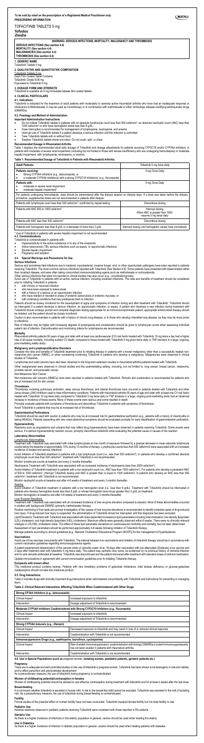*To be sold by retail on the prescription of a Registered Medical Practitioner only.*
**PRESCRIBING INFORMATION**

MSN

TOFACITINIB TABLETS 5 mg

**Tofadoz**

**टोफाडोज़**

| WARNING: SERIOUS INFECTIONS, MORTALITY, MALIGNANCY AND THROMBOSIS |
|---|
| **SERIOUS INFECTIONS (See section 4.4)**<br>**MORTALITY (See section 4.4)**<br>**MALIGNANCIES (See section 4.4)**<br>**THROMBOSIS (See section 4.4)** |

## 1. GENERIC NAME

Tofacitinib Tablets 5 mg

## 2. QUALITATIVE AND QUANTITATIVE COMPOSITION

Tofacitinib Tablets 5 mg
Each Film Coated Tablet Contains
Tofacitinib Citrate 8.08 mg
Equivalent to Tofacitinib 5 mg

## 3. DOSAGE FORM AND STRENGTH

Tofacitinib is available as 5 mg immediate-release film-coated tablets.

## 4. CLINICAL PARTICULARS

### 4.1. Indications

Tofacitinib is indicated for the treatment of adult patients with moderately to severely active rheumatoid arthritis who have had an inadequate response or intolerance to Methotrexate. It may be used as monotherapy or in combination with methotrexate or other nonbiologic disease-modifying antirheumatic drugs (DMARDs).

### 4.2. Posology and Method of Administration

**Important Administration Instructions**

- Do not initiate Tofacitinib tablets in patients with an absolute lymphocyte count less than 500 cells/mm³, an absolute neutrophil count (ANC) less than 1000 cells/mm³ or who have hemoglobin levels less than 9 g/dL.
- Dose interruption is recommended for management of lymphopenia, neutropenia, and anemia.
- Interrupt use of Tofacitinib tablets if a patient develops a serious infection until the infection is controlled.
- Take Tofacitinib tablets with or without food.
- Swallow Tofacitinib tablets whole and intact. Do not crush, split, or chew.

**Recommended Dosage in Rheumatoid Arthritis**

Table 1 displays the recommended adult daily dosage of Tofacitinib and dosage adjustments for patients receiving CYP3A4 and/or CYP2C19 inhibitors, in patients with moderate or severe renal impairment (including but not limited to those with severe insufficiency who are undergoing hemodialysis) or moderate hepatic impairment, with lymphopenia, neutropenia, or anemia.

**Table 1: Recommended Dosage of Tofacitinib in Patients with Rheumatoid Arthritis.**

| *Adult Patients:* | Tofacitinib 5 mg twice daily |
|---|---|
| *Patients receiving:*<br>• Strong CYP3A4 inhibitors (e.g., ketoconazole), or<br>• a moderate CYP3A4 inhibitor(s) with a strong CYP2C19 inhibitor(s) (e.g., fluconazole) | 5 mg Once Daily |
| *Patients with:*<br>• moderate or severe renal impairment<br>• moderate hepatic impairment* | 5 mg Once Daily |
| For patients undergoing hemodialysis, dose should be administered after the dialysis session on dialysis days. If a dose was taken before the dialysis procedure, supplemental doses are not recommended in patients after dialysis. | |
| Patients with lymphocyte count less than 500 cells/mm³, confirmed by repeat testing | Discontinue dosing |
| Patients with ANC 500 to 1000 cells/mm³ | Interrupt dosing.<br>When ANC is greater than 1000, resume 5 mg twice daily |
| Patients with ANC less than 500 cells/mm³ | Discontinue dosing |
| Patients with hemoglobin less than 8 g/dL or a decrease of more than 2 g/dL | Interrupt dosing until hemoglobin values have normalized. |

\* Use of Tofacitinib in patients with severe hepatic impairment is not recommended

### 4.3. Contraindications

Tofacitinib is contraindicated in patients with:

- Hypersensitivity to the active substance or to any of the excipients.
- Active tuberculosis (TB), serious infections such as sepsis, or opportunistic infections.
- Severe hepatic impairment.
- Pregnancy and lactation.

### 4.4. Special Warnings and Precautions for Use

**Serious Infections**

Serious and sometimes fatal infections due to bacterial, mycobacterial, invasive fungal, viral, or other opportunistic pathogens have been reported in patients receiving Tofacitinib. The most common serious infections reported with Tofacitinib (See Section 4.8). Some patients have presented with disseminated rather than localized disease, and were often taking concomitant immunomodulating agents such as methotrexate or corticosteroids.

Other serious infections that were not reported in clinical studies may also occur (e.g., coccidioidomycosis).

Avoid use of Tofacitinib in patients with an active, serious infection, including localized infections. The risks and benefits of treatment should be considered prior to initiating Tofacitinib in patients:

- with chronic or recurrent infection
- who have been exposed to tuberculosis
- with a history of a serious or an opportunistic infection
- who have resided or traveled in areas of endemic tuberculosis or endemic mycoses; or
- with underlying conditions that may predispose them to infection.

Patients should be closely monitored for the development of signs and symptoms of infection during and after treatment with Tofacitinib. Tofacitinib should be interrupted if a patient develops a serious infection, an opportunistic infection, or sepsis. A patient who develops a new infection during treatment with Tofacitinib should undergo prompt and complete diagnostic testing appropriate for an immunocompromised patient; appropriate antimicrobial therapy should be initiated, and the patient should be closely monitored.

Caution is also recommended in patients with a history of chronic lung disease, or in those who develop interstitial lung disease, as they may be more prone to infections.

Risk of infection may be higher with increasing degrees of lymphopenia and consideration should be given to lymphocyte counts when assessing individual patient risk of infection. Discontinuation and monitoring criteria for lymphopenia are recommended.

**Mortality**

Rheumatoid arthritis patients 50 years of age and older with at least one cardiovascular (CV) risk factor treated with Tofacitinib 10 mg twice a day had a higher rate of all-cause mortality, including sudden CV death, compared to those treated with Tofacitinib 5 mg given twice daily or TNF blockers in a large, ongoing, post-marketing safety study.

**Malignancy and Lymphoproliferative Disorders**

Consider the risks and benefits of Tofacitinib treatment prior to initiating therapy in patients with a known malignancy other than a successfully treated non-melanoma skin cancer (NMSC) or when considering continuing Tofacitinib in patients who develop a malignancy. Malignancies were observed in clinical studies of Tofacitinib.

Lymphomas and solid cancers have also been observed in the long-term extension studies in rheumatoid arthritis patients treated with Tofacitinib.

Other malignancies were observed in clinical studies and the postmarketing setting, including, but not limited to, lung cancer, breast cancer, melanoma, prostate cancer, and pancreatic cancer.

Non-Melanoma skin Cancer

Non-melanoma skin cancers (NMSCs) have been reported in patients treated with Tofacitinib. Periodic skin examination is recommended for patients who are at increased risk for skin cancer.

**Thrombosis**

Thrombosis, including pulmonary embolism, deep venous thrombosis, and arterial thrombosis have occurred in patients treated with Tofacitinib and other Janus kinase (JAK) inhibitors used to treat inflammatory conditions. Patients with rheumatoid arthritis 50 years of age and older with at least one CV risk factor treated with Tofacitinib 10 mg twice daily compared to Tofacitinib 5 mg twice daily or TNF blockers in a large, ongoing post-marketing study had an observed increase in incidence of these events. Many of these events were serious and some resulted in death.

Promptly evaluate patients with symptoms of thrombosis and discontinue Tofacitinib in patients with symptoms of thrombosis.

Avoid Tofacitinib in patients that may be at increased risk of thrombosis.

**Gastrointestinal Perforations**

Tofacitinib should be used with caution in patients who may be at increased risk for gastrointestinal perforation (e.g., patients with a history of diverticulitis or taking NSAIDs). Patients presenting with new onset abdominal symptoms should be evaluated promptly for early identification of gastrointestinal perforation.

**Hypersensitivity**

Reactions such as angioedema and urticaria that may reflect drug hypersensitivity have been observed in patients receiving Tofacitinib. Some events were serious. If a serious hypersensitivity reaction occurs, promptly discontinue tofacitinib while evaluating the potential cause or causes of the reaction.

**Laboratory Abnormalities**

Lymphocyte Abnormalities

Treatment with Tofacitinib was associated with initial lymphocytosis at one month of exposure followed by a gradual decrease in mean absolute lymphocyte counts below the baseline of approximately 10% during 12 months of therapy. Lymphocyte counts less than 500 cells/mm3 were associated with an increased incidence of treated and serious infections.

Avoid initiation of Tofacitinib treatment in patients with a low lymphocyte count (i.e., less than 500 cells/mm³). In patients who develop a confirmed absolute lymphocyte count less than 500 cells/mm³, treatment with Tofacitinib is not recommended.

Monitor lymphocyte counts at baseline and every 3 months thereafter.

Neutropenia Treatment with Tofacitinib was associated with an increased incidence of neutropenia (less than 2000 cells/mm³).

Avoid initiation of Tofacitinib treatment in patients with a low neutrophil count (i.e., ANC less than 1000 cells/mm³). For patients who develop a persistent ANC of 500 to 1000 cells/mm³, interrupt Tofacitinib dosing until ANC is greater than or equal to 1000 cells/mm3. In patients who develop an ANC less than 500 cells/mm³, treatment with Tofacitinib is not recommended.

Monitor neutrophil counts at baseline and after 4-8 weeks of treatment and every 3 months thereafter.

Anemia

Avoid initiation of Tofacitinib treatment in patients with a low hemoglobin level (i.e., less than 9 g/dL). Treatment with Tofacitinib should be interrupted in patients who develop hemoglobin levels less than 8 g/dL or whose hemoglobin level drops greater than 2 g/dL on treatment.

Monitor hemoglobin at baseline and after 4-8 weeks of treatment and every 3 months thereafter.

Liver Enzyme Elevations

Treatment with Tofacitinib was associated with an increased incidence of liver enzyme elevation compared to placebo. Most of these abnormalities occurred in studies with background DMARD (primarily methotrexate) therapy.

Routine monitoring of liver tests and prompt investigation of the causes of liver enzyme elevations is recommended to identify potential cases of drug-induced liver injury. If drug-induced liver injury is suspected, the administration of Tofacitinib should be interrupted until this diagnosis has been excluded.

Lipid Elevations Treatment with Tofacitinib was associated with dose-dependent increases in lipid parameters including total cholesterol, low-density lipoprotein (LDL) cholesterol, and high-density lipoprotein (HDL) cholesterol. Maximum effects were generally observed within 6 weeks. There were no clinically relevant changes in LDL/HDL cholesterol ratios. The effect of these lipid parameter elevations on cardiovascular morbidity and mortality has not been determined.

Assessment of lipid parameters should be performed approximately 4-8 weeks following initiation of Tofacitinib therapy.

Manage patients according to clinical guidelines [e.g., National Cholesterol Educational Program (NCEP)] for the management of hyperlipidemia.

**Vaccinations**

Avoid use of live vaccines concurrently with Tofacitinib. The interval between live vaccinations and initiation of tofacitinib therapy should be in accordance with current vaccination guidelines regarding immunosuppressive agents.

A patient experienced dissemination of the vaccine strain of varicella zoster virus, 16 days after vaccination with live attenuated (Zostavax) virus vaccine and 2 days after treatment start with tofacitinib 5 mg twice daily. The patient was varicella virus naïve, as evidenced by no previous history of varicella infection and no anti-varicella antibodies at baseline. Tofacitinib was discontinued and the patient recovered after treatment with standard doses of antiviral medication.

Update immunizations in agreement with current immunization guidelines prior to initiating Tofacitinib therapy.

**Excipients with known effect**

This medicinal product contains lactose. Patients with rare hereditary problems of galactose intolerance, total lactase deficiency or glucose-galactose malabsorption should not take this medicinal product.

### 4.5. Drug Interactions

Table 2 includes drugs with clinically important drug interactions when administered concomitantly with Tofacitinib and instructions for preventing or managing them.

**Table 2: Clinical Relevant Interactions Affecting Tofacitinib When Coadministered with Other Drugs**

| **Strong CYP3A4 Inhibitors (e.g., ketoconazole)** | |
|---|---|
| *Clinical Impact* | Increased exposure to tofacitinib |
| *Intervention* | Dosage adjustment of Tofacitinib is recommended |
| **Moderate CYP3A4 Inhibitors Coadministered with Strong CYP2C19 Inhibitors (e.g., fluconazole)** | |
| *Clinical Impact* | Increased exposure to tofacitinib |
| *Intervention* | Dosage adjustment of Tofacitinib is recommended |
| **Strong CYP3A4 Inducers (e.g., rifampin)** | |
| *Clinical Impact* | Decreased exposure to tofacitinib and may result in loss of or reduced clinical response |
| *Intervention* | Coadministration with Tofacitinib is not recommended |
| **Immunosuppressive Drugs (e.g., azathioprine, tacrolimus, cyclosporine)** | |
| *Clinical Impact* | Risk of added immunosuppression; coadministration with biologic DMARDs or potent immunosuppressants has not been studied in patients with rheumatoid arthritis. |
| *Intervention* | Coadministration with Tofacitinib is not recommended |

### 4.6. Use in Special Populations (such as pregnant women, lactating women, paediatric patients, geriatric patients etc.)

**Pregnancy**

There are no adequate and well-controlled studies on the use of tofacitinib in pregnant women. Tofacitinib has been shown to be teratogenic in rats and rabbits, and to affect parturition and peri/postnatal development.

As a precautionary measure, the use of tofacitinib during pregnancy is contraindicated.

**Women of childbearing potential/contraception in females**

Women of childbearing potential should be advised to use effective contraception during treatment with tofacitinib and for at least 4 weeks after the last dose.

**Breast-feeding**

It is not known whether tofacitinib is secreted in human milk. A risk to the breast-fed child cannot be excluded. Tofacitinib was secreted in the milk of lactating rats. As a precautionary measure, the use of tofacitinib during breast-feeding is contraindicated.

**Fertility**

Formal studies of the potential effect on human fertility have not been conducted. Tofacitinib impaired female fertility but not male fertility in rats.

**Pediatric Use**

Adverse reactions observed in pediatric patients receiving Tofacitinib were consistent with those reported in RA patients.

**Geriatric Use**

As there is a higher incidence of infections in the elderly population in general, caution should be used when treating the elderly.

**Use in Diabetics**

As there is a higher incidence of infection in diabetic population in general, caution should be used when treating patients with diabetes.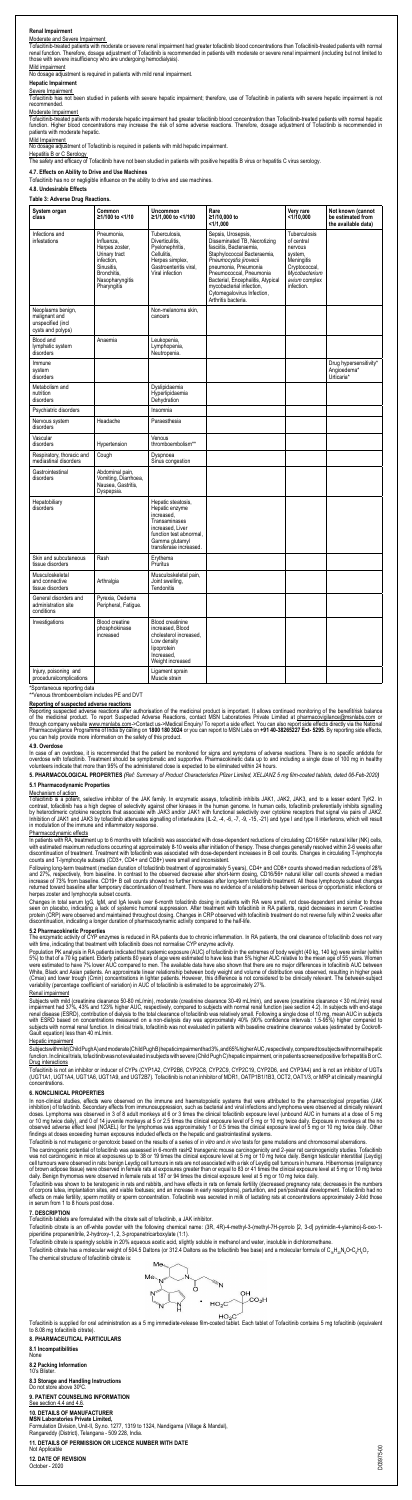**Renal Impairment**

Moderate and Severe Impairment

Tofacitinib-treated patients with moderate or severe renal impairment had greater tofacitinib blood concentrations than Tofacitinib-treated patients with normal renal function. Therefore, dosage adjustment of Tofacitinib is recommended in patients with moderate or severe renal impairment (including but not limited to those with severe insufficiency who are undergoing hemodialysis).

Mild impairment

No dosage adjustment is required in patients with mild renal impairment.

**Hepatic Impairment**

Severe Impairment

Tofacitinib has not been studied in patients with severe hepatic impairment; therefore, use of Tofacitinib in patients with severe hepatic impairment is not recommended.

Moderate Impairment

Tofacitinib-treated patients with moderate hepatic impairment had greater tofacitinib blood concentration than Tofacitinib-treated patients with normal hepatic function. Higher blood concentrations may increase the risk of some adverse reactions. Therefore, dosage adjustment of Tofacitinib is recommended in patients with moderate hepatic impairment.

Mild impairment

No dosage adjustment of Tofacitinib is required in patients with mild hepatic impairment.

Hepatitis B or C Serology

The safety and efficacy of Tofacitinib have not been studied in patients with positive hepatitis B virus or hepatitis C virus serology.

**4.7. Effects on Ability to Drive and Use Machines**

Tofacitinib has no or negligible influence on the ability to drive and use machines.

**4.8. Undesirable Effects**

**Table 3: Adverse Drug Reactions.**

| System organ class | Common ≥1/100 to <1/10 | Uncommon ≥1/1,000 to <1/100 | Rare ≥1/10,000 to <1/1,000 | Very rare <1/10,000 | Not known (cannot be estimated from the available data) |
|---|---|---|---|---|---|
| Infections and infestations | Pneumonia, Influenza, Herpes zoster, Urinary tract infection, Sinusitis, Bronchitis, Nasopharyngitis Pharyngitis | Tuberculosis, Diverticulitis, Pyelonephritis, Cellulitis, Herpes simplex, Gastroenteritis viral, Viral infection | Sepsis, Urosepsis, Disseminated TB, Necrotizing fasciitis, Bacteraemia, Staphylococcal Bacteraemia, Pneumocystis jirovecii pneumonia, Pneumonia Pneumococcal, Pneumonia Bacterial, Encephalitis, Atypical mycobacterial infection, Cytomegalovirus infection, Arthritis bacteria. | Tuberculosis of central nervous system, Meningitis Cryptococcal, Mycobacterium avium complex infection. | |
| Neoplasms benign, malignant and unspecified (incl cysts and polyps) | | Non-melanoma skin, cancers | | | |
| Blood and lymphatic system disorders | Anaemia | Leukopenia, Lymphopenia, Neutropenia | | | |
| Immune system disorders | | | | | Drug hypersensitivity* Angioedema* Urticaria* |
| Metabolism and nutrition disorders | | Dyslipidaemia Hyperlipidaemia Dehydration | | | |
| Psychiatric disorders | | Insomnia | | | |
| Nervous system disorders | Headache | Paraesthesia | | | |
| Vascular disorders | Hypertension | Venous thromboembolism** | | | |
| Respiratory, thoracic and mediastinal disorders | Cough | Dyspnoea Sinus congestion | | | |
| Gastrointestinal disorders | Abdominal pain, Vomiting, Diarrhoea, Nausea, Gastritis, Dyspepsia | | | | |
| Hepatobiliary disorders | | Hepatic steatosis, Hepatic enzyme increased, Transaminases increased, Liver function test abnormal, Gamma glutamyl transferase increased | | | |
| Skin and subcutaneous tissue disorders | Rash | Erythema Pruritus | | | |
| Musculoskeletal and connective tissue disorders | Arthralgia | Musculoskeletal pain, Joint swelling, Tendonitis | | | |
| General disorders and administration site conditions | Pyrexia, Oedema Peripheral, Fatigue. | | | | |
| Investigations | Blood creatine phosphokinase increased | Blood creatinine increased, Blood cholesterol increased, Low density lipoprotein increased, Weight increased | | | |
| Injury, poisoning and procedural complications | | Ligament sprain Muscle strain | | | |

*Spontaneous reporting data

**Venous thromboembolism includes PE and DVT

**Reporting of suspected adverse reactions**

Reporting suspected adverse reactions after authorisation of the medicinal product is important. It allows continued monitoring of the benefit/risk balance of the medicinal product. To report Suspected Adverse Reactions, contact MSN Laboratories Private Limited at pharmacovigilance@msnlabs.com or through company website www.msnlabs.com->Contact us->Medical Enquiry To report a side effect. You can also report side effects directly via the National Pharmacovigilance Programme of India by calling on **1800 180 3024** or you can report to MSN Labs on **+91 40-30265227 Ext- 5295.** By reporting side effects, you can help provide more information on the safety of this product.

**4.9. Overdose**

In case of an overdose, it is recommended that the patient be monitored for signs and symptoms of adverse reactions. There is no specific antidote for overdose with tofacitinib. Treatment should be symptomatic and supportive. Pharmacokinetic data up to and including a single dose of 100 mg in healthy volunteers indicate that more than 95% of the administered dose is expected to be eliminated within 24 hours.

**5. PHARMACOLOGICAL PROPERTIES** *(Ref: Summary of Product Characteristics Pfizer Limited, XELJANZ 5 mg film-coated tablets, dated 06-Feb-2020)*

**5.1 Pharmacodynamic Properties**

Mechanism of action

Tofacitinib is a potent, selective inhibitor of the JAK family. In enzymatic assays, tofacitinib inhibits JAK1, JAK2, JAK3, and to a lesser extent TyK2. In contrast, tofacitinib has a high degree of selectivity against other kinases in the human genome. In human cells, tofacitinib preferentially inhibits signalling by heterodimeric cytokine receptors that associate with JAK3 and/or JAK1 with functional selectivity over cytokine receptors that signal via pairs of JAK2. Inhibition of JAK1 and JAK3 by tofacitinib attenuates signalling of interleukins (IL-2, -4, -6, -7, -9, -15, -21) and type I and type II interferons, which will result in modulation of the immune and inflammatory response.

Pharmacodynamic effects

In patients with RA, treatment up to 6 months with tofacitinib was associated with dose-dependent reductions of circulating CD16/56+ natural killer (NK) cells, with estimated maximum reductions occurring at approximately 8-10 weeks after initiation of therapy. These changes generally resolved within 2-6 weeks after discontinuation of treatment. Treatment with tofacitinib was associated with dose-dependent increases in B cell counts. Changes in circulating T-lymphocyte counts and T-lymphocyte subsets (CD3+, CD4+ and CD8+) were small and inconsistent.

Following long-term treatment (median duration of tofacitinib treatment of approximately 5 years), CD4+ and CD8+ counts showed median reductions of 28% and 27%, respectively, from baseline. In contrast to the observed decrease after short-term dosing, CD16/56+ natural killer cell counts showed a median increase of 73% from baseline. CD19+ B cell counts showed no further increases after long-term tofacitinib treatment. All these lymphocyte subset changes returned toward baseline after temporary discontinuation of treatment. There was no evidence of a relationship between serious or opportunistic infections or herpes zoster and lymphocyte subset counts.

Changes in total serum IgG, IgM, and IgA levels over 6-month tofacitinib dosing in patients with RA were small, not dose-dependent and similar to those seen on placebo, indicating a lack of systemic humoral suppression. After treatment with tofacitinib in RA patients, rapid decreases in serum C-reactive protein (CRP) were observed and maintained throughout dosing. Changes in CRP observed with tofacitinib treatment do not reverse fully within 2 weeks after discontinuation, indicating a longer duration of pharmacodynamic activity compared to the half-life.

**5.2 Pharmacokinetic Properties**

The enzymatic activity of CYP enzymes is reduced in RA patients due to chronic inflammation. In RA patients, the oral clearance of tofacitinib does not vary with time, indicating that treatment with tofacitinib does not normalise CYP enzyme activity.

Population PK analysis in RA patients indicated that systemic exposure (AUC) of tofacitinib in the extremes of body weight (40 kg, 140 kg) were similar (within 5%) to that of a 70 kg patient. Elderly patients 80 years of age were estimated to have less than 5% higher AUC relative to the mean age of 55 years. Women were estimated to have 7% lower AUC compared to men. The available data have also shown that there are no major differences in tofacitinib AUC between White, Black and Asian patients. An approximate linear relationship between body weight and volume of distribution was observed, resulting in higher peak ($C_{max}$) and lower trough ($C_{min}$) concentrations in lighter patients. However, this difference is not considered to be clinically relevant. The between-subject variability (percentage coefficient of variation) in AUC of tofacitinib is estimated to be approximately 27%.

Renal impairment

Subjects with mild (creatinine clearance 50-80 mL/min), moderate (creatinine clearance 30-49 mL/min), and severe (creatinine clearance < 30 mL/min) renal impairment had 37%, 43% and 123% higher AUC, respectively, compared to subjects with normal renal function (see section 4.2). In subjects with end-stage renal disease (ESRD), contribution of dialysis to the total clearance of tofacitinib was relatively small. Following a single dose of 10 mg, mean AUC in subjects with ESRD based on concentrations measured on a non-dialysis day was approximately 40% (90% confidence intervals: 1.5-95%) higher compared to subjects with normal renal function. In clinical trials, tofacitinib was not evaluated in patients with baseline creatinine clearance values (estimated by Cockroft-Gault equation) less than 40 mL/min.

Hepatic impairment

Subjects with mild (Child Pugh A) and moderate (Child Pugh B) hepatic impairment had 3%, and 65% higher AUC, respectively, compared to subjects with normal hepatic function. In clinical trials, tofacitinib was not evaluated in subjects with severe (Child Pugh C) hepatic impairment, or in patients screened positive for hepatitis B or C.

Drug interactions

Tofacitinib is not an inhibitor or inducer of CYPs (CYP1A2, CYP2B6, CYP2C8, CYP2C9, CYP2C19, CYP2D6 and CYP3A4) and is not an inhibitor of UGTs (UGT1A1, UGT1A4, UGT1A6, UGT1A9, and UGT2B7). Tofacitinib is not an inhibitor of MDR1, OATP1B1/1B3, OCT2, OAT1/3, or MRP at clinically meaningful concentrations.

**6. NONCLINICAL PROPERTIES**

In non-clinical studies, effects were observed on the immune and haematopoietic systems that were attributed to the pharmacological properties (JAK inhibition) of tofacitinib. Secondary effects from immunosuppression, such as bacterial and viral infections and lymphoma were observed at clinically relevant doses. Lymphoma was observed in 3 of 8 adult monkeys at 6 or 3 times the clinical tofacitinib exposure level (unbound AUC in humans at a dose of 5 mg or 10 mg twice daily), and 0 of 14 juvenile monkeys at 5 or 2.5 times the clinical exposure level of 5 mg or 10 mg twice daily. Exposure in monkeys at the no observed adverse effect level (NOAEL) for the lymphomas was approximately 1 or 0.5 times the clinical exposure level of 5 mg or 10 mg twice daily. Other findings at doses exceeding human exposures included effects on the hepatic and gastrointestinal systems.

Tofacitinib is not mutagenic or genotoxic based on the results of a series of in vitro and in vivo tests for gene mutations and chromosomal aberrations.

The carcinogenic potential of tofacitinib was assessed in 6-month rasH2 transgenic mouse carcinogenicity and 2-year rat carcinogenicity studies. Tofacitinib was not carcinogenic in mice at exposures up to 38 or 19 times the clinical exposure level at 5 mg or 10 mg twice daily. Benign testicular interstitial (Leydig) cell tumours were observed in rats: benign Leydig cell tumours in rats are not associated with a risk of Leydig cell tumours in humans. Hibernomas (malignancy of brown adipose tissue) were observed in female rats at exposures greater than or equal to 83 or 41 times the clinical exposure level at 5 mg or 10 mg twice daily. Benign thymomas were observed in female rats at 187 or 94 times the clinical exposure level at 5 mg or 10 mg twice daily.

Tofacitinib was shown to be teratogenic in rats and rabbits, and have effects in rats on female fertility (decreased pregnancy rate; decreases in the numbers of corpora lutea, implantation sites, and viable foetuses; and an increase in early resorptions), parturition, and peri/postnatal development. Tofacitinib had no effects on male fertility, sperm motility or sperm concentration. Tofacitinib was secreted in milk of lactating rats at concentrations approximately 2-fold those in serum from 1 to 8 hours post dose.

**7. DESCRIPTION**

Tofacitinib tablets are formulated with the citrate salt of tofacitinib, a JAK inhibitor.

Tofacitinib citrate is an off-white powder with the following chemical name: (3R, 4R)-4-methyl-3-(methyl-7H-pyrrolo [2, 3-d] pyrimidin-4-ylamino)-ß-oxo-1-piperidine propanenitrile, 2-hydroxy-1, 2, 3-propanetricarboxylate (1:1).

Tofacitinib citrate is sparingly soluble in 20% aqueous acetic acid, slightly soluble in methanol and water, insoluble in dichloromethane.

Tofacitinib citrate has a molecular weight of 504.5 Daltons (or 312.4 Daltons as the tofacitinib free base) and a molecular formula of $C_{16}H_{20}N_6O \cdot C_6H_8O_7$.

The chemical structure of tofacitinib citrate is:

Tofacitinib is supplied for oral administration as a 5 mg immediate-release film-coated tablet. Each tablet of Tofacitinib contains 5 mg tofacitinib (equivalent to 8.08 mg tofacitinib citrate).

**8. PHARMACEUTICAL PARTICULARS**

**8.1 Incompatibilities**

None

**8.2 Packing Information**

10's Blister

**8.3 Storage and Handling Instructions**

Do not store above 30°C.

**9. PATIENT COUNSELING INFORMATION**

See section 4.4 and 4.8

**10. DETAILS OF MANUFACTURER**

**MSN Laboratories Private Limited,**

Formulation Division, Unit-II, Sy.no. 1277, 1319 to 1324, Nandigama (Village & Mandal),
Rangareddy (District), Telangana - 509 228, India.

**11. DETAILS OF PERMISSION OR LICENCE NUMBER WITH DATE**

Not Applicable

**12. DATE OF REVISION**

October - 2020

D086Y5-00